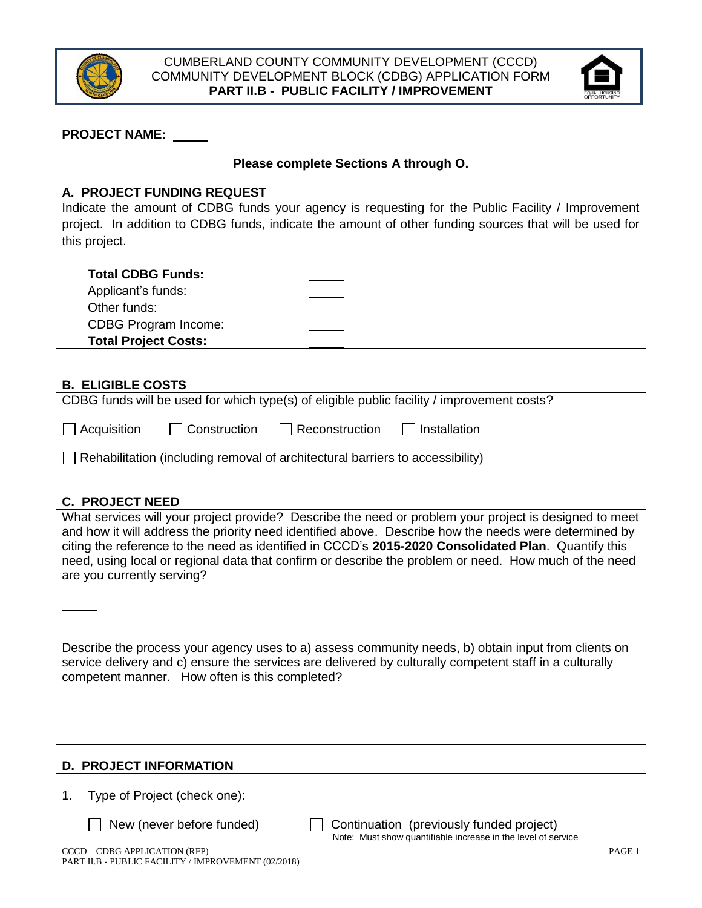# CUMBERLAND COUNTY COMMUNITY DEVELOPMENT (CCCD)
# COMMUNITY DEVELOPMENT BLOCK (CDBG) APPLICATION FORM
## PART II.B - PUBLIC FACILITY / IMPROVEMENT

**PROJECT NAME:** _____

**Please complete Sections A through O.**

### A. PROJECT FUNDING REQUEST

Indicate the amount of CDBG funds your agency is requesting for the Public Facility / Improvement project. In addition to CDBG funds, indicate the amount of other funding sources that will be used for this project.

| | |
|---|---|
| **Total CDBG Funds:** | _____ |
| Applicant's funds: | _____ |
| Other funds: | _____ |
| CDBG Program Income: | _____ |
| **Total Project Costs:** | _____ |

### B. ELIGIBLE COSTS

CDBG funds will be used for which type(s) of eligible public facility / improvement costs?

☐ Acquisition ☐ Construction ☐ Reconstruction ☐ Installation

☐ Rehabilitation (including removal of architectural barriers to accessibility)

### C. PROJECT NEED

What services will your project provide? Describe the need or problem your project is designed to meet and how it will address the priority need identified above. Describe how the needs were determined by citing the reference to the need as identified in CCCD's **2015-2020 Consolidated Plan**. Quantify this need, using local or regional data that confirm or describe the problem or need. How much of the need are you currently serving?

_____

Describe the process your agency uses to a) assess community needs, b) obtain input from clients on service delivery and c) ensure the services are delivered by culturally competent staff in a culturally competent manner. How often is this completed?

_____

### D. PROJECT INFORMATION

1. Type of Project (check one):

☐ New (never before funded) ☐ Continuation (previously funded project)
Note: Must show quantifiable increase in the level of service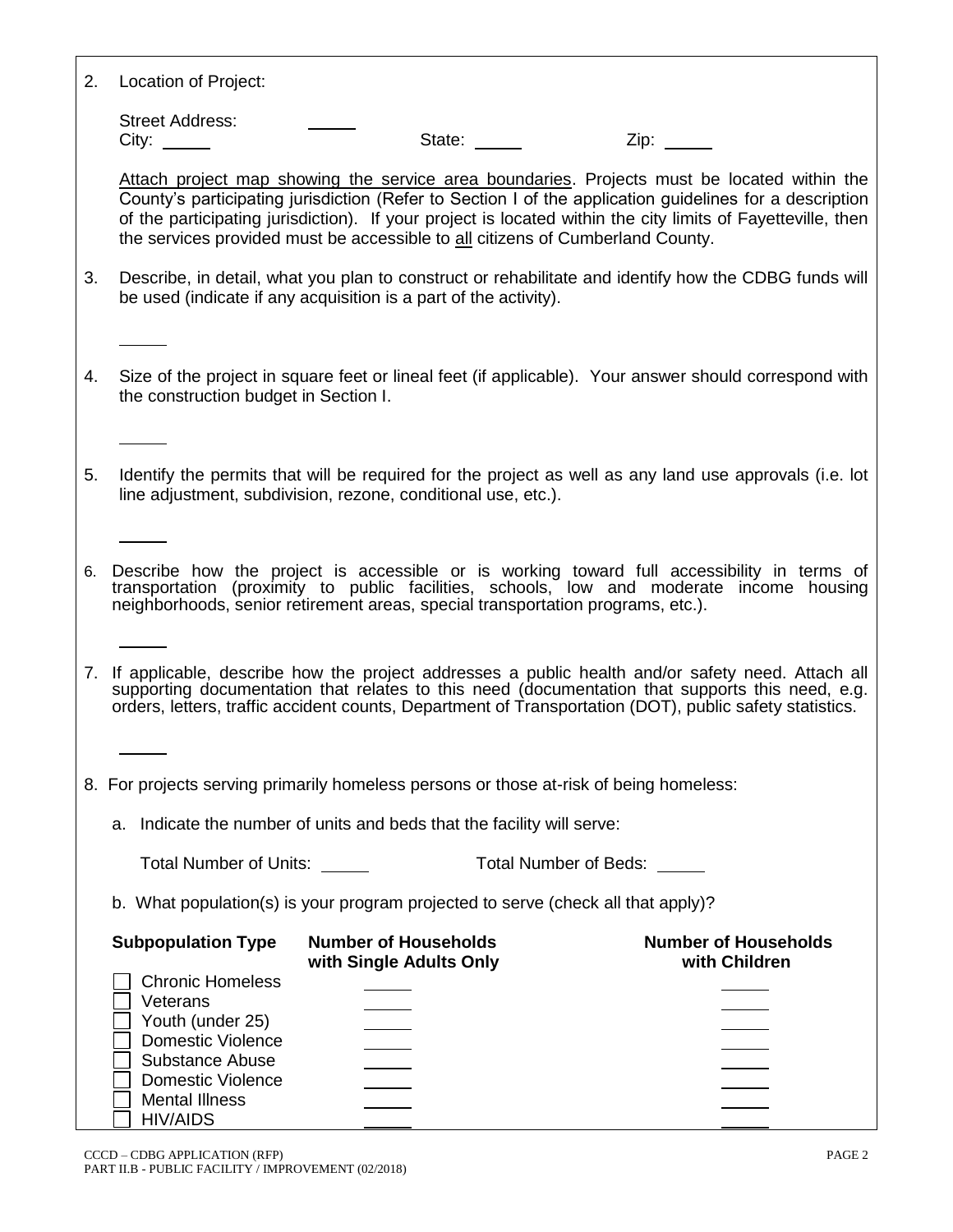2. Location of Project:

   Street Address: \_\_\_\_\_
   City: \_\_\_\_\_ State: \_\_\_\_\_ Zip: \_\_\_\_\_

   Attach project map showing the service area boundaries. Projects must be located within the County's participating jurisdiction (Refer to Section I of the application guidelines for a description of the participating jurisdiction). If your project is located within the city limits of Fayetteville, then the services provided must be accessible to all citizens of Cumberland County.

3. Describe, in detail, what you plan to construct or rehabilitate and identify how the CDBG funds will be used (indicate if any acquisition is a part of the activity).

   \_\_\_\_\_

4. Size of the project in square feet or lineal feet (if applicable). Your answer should correspond with the construction budget in Section I.

   \_\_\_\_\_

5. Identify the permits that will be required for the project as well as any land use approvals (i.e. lot line adjustment, subdivision, rezone, conditional use, etc.).

   \_\_\_\_\_

6. Describe how the project is accessible or is working toward full accessibility in terms of transportation (proximity to public facilities, schools, low and moderate income housing neighborhoods, senior retirement areas, special transportation programs, etc.).

   \_\_\_\_\_

7. If applicable, describe how the project addresses a public health and/or safety need. Attach all supporting documentation that relates to this need (documentation that supports this need, e.g. orders, letters, traffic accident counts, Department of Transportation (DOT), public safety statistics.

   \_\_\_\_\_

8. For projects serving primarily homeless persons or those at-risk of being homeless:

   a. Indicate the number of units and beds that the facility will serve:

      Total Number of Units: \_\_\_\_\_ Total Number of Beds: \_\_\_\_\_

   b. What population(s) is your program projected to serve (check all that apply)?

| Subpopulation Type | Number of Households with Single Adults Only | Number of Households with Children |
|---|---|---|
| ☐ Chronic Homeless | \_\_\_\_\_ | \_\_\_\_\_ |
| ☐ Veterans | \_\_\_\_\_ | \_\_\_\_\_ |
| ☐ Youth (under 25) | \_\_\_\_\_ | \_\_\_\_\_ |
| ☐ Domestic Violence | \_\_\_\_\_ | \_\_\_\_\_ |
| ☐ Substance Abuse | \_\_\_\_\_ | \_\_\_\_\_ |
| ☐ Domestic Violence | \_\_\_\_\_ | \_\_\_\_\_ |
| ☐ Mental Illness | \_\_\_\_\_ | \_\_\_\_\_ |
| ☐ HIV/AIDS | \_\_\_\_\_ | \_\_\_\_\_ |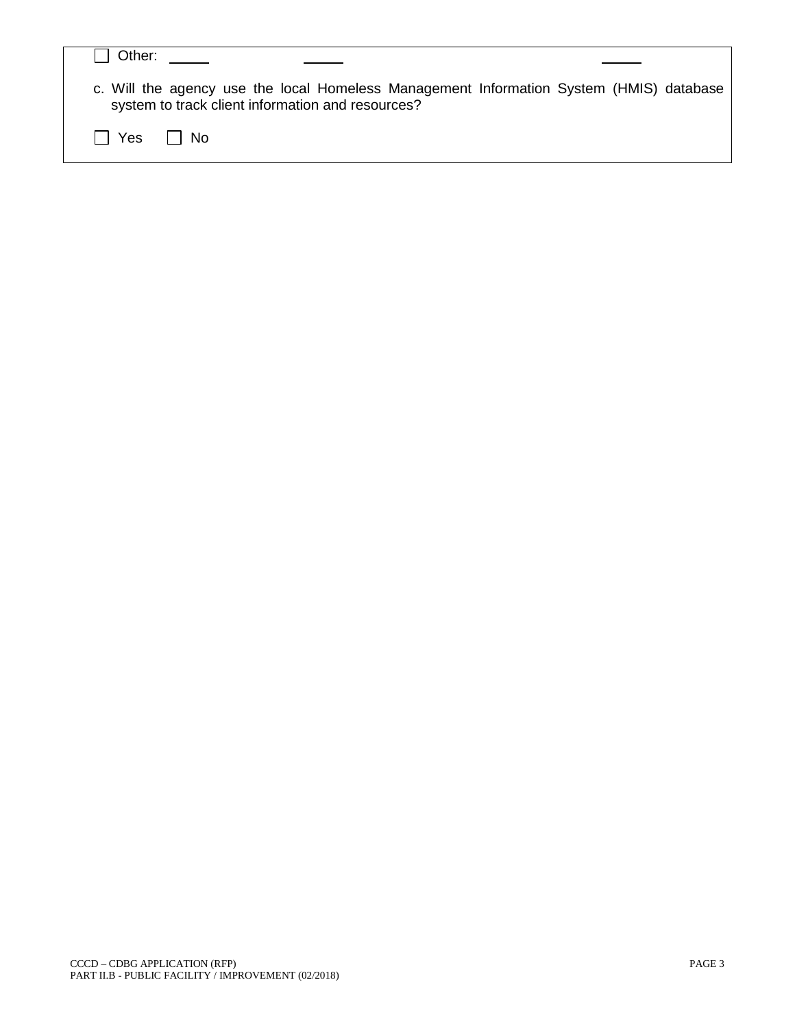☐ Other: ______ ______ ______

c. Will the agency use the local Homeless Management Information System (HMIS) database system to track client information and resources?

☐ Yes ☐ No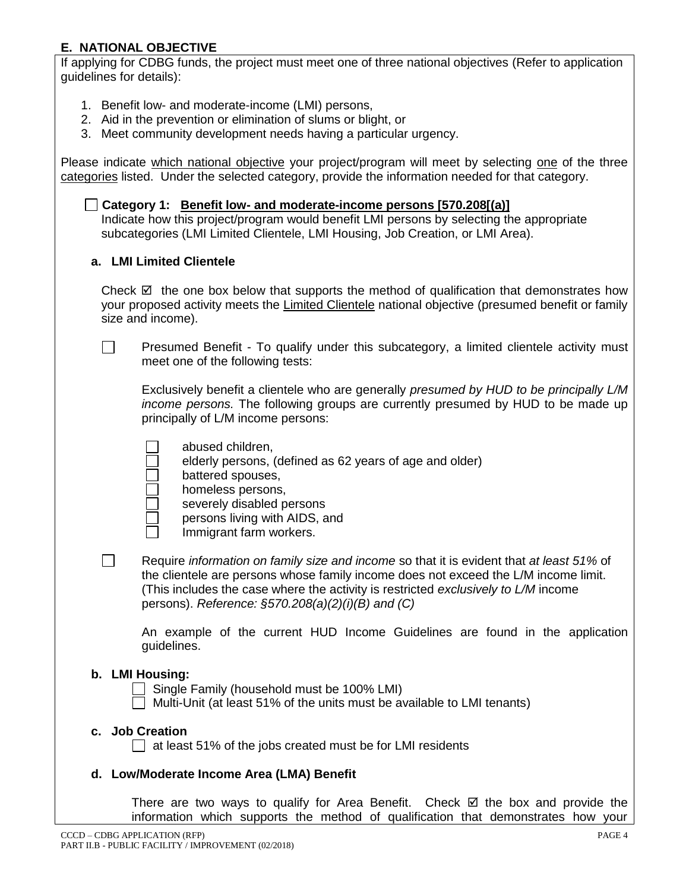## E. NATIONAL OBJECTIVE

If applying for CDBG funds, the project must meet one of three national objectives (Refer to application guidelines for details):

1. Benefit low- and moderate-income (LMI) persons,
2. Aid in the prevention or elimination of slums or blight, or
3. Meet community development needs having a particular urgency.

Please indicate which national objective your project/program will meet by selecting one of the three categories listed. Under the selected category, provide the information needed for that category.

☐ **Category 1: Benefit low- and moderate-income persons [570.208[(a)]**

Indicate how this project/program would benefit LMI persons by selecting the appropriate subcategories (LMI Limited Clientele, LMI Housing, Job Creation, or LMI Area).

### a. LMI Limited Clientele

Check ☑ the one box below that supports the method of qualification that demonstrates how your proposed activity meets the Limited Clientele national objective (presumed benefit or family size and income).

☐ Presumed Benefit - To qualify under this subcategory, a limited clientele activity must meet one of the following tests:

Exclusively benefit a clientele who are generally *presumed by HUD to be principally L/M income persons.* The following groups are currently presumed by HUD to be made up principally of L/M income persons:

- ☐ abused children,
- ☐ elderly persons, (defined as 62 years of age and older)
- ☐ battered spouses,
- ☐ homeless persons,
- ☐ severely disabled persons
- ☐ persons living with AIDS, and
- ☐ Immigrant farm workers.

☐ Require *information on family size and income* so that it is evident that *at least 51%* of the clientele are persons whose family income does not exceed the L/M income limit. (This includes the case where the activity is restricted *exclusively to L/M* income persons). *Reference: §570.208(a)(2)(i)(B) and (C)*

An example of the current HUD Income Guidelines are found in the application guidelines.

### b. LMI Housing:

- ☐ Single Family (household must be 100% LMI)
- ☐ Multi-Unit (at least 51% of the units must be available to LMI tenants)

### c. Job Creation

- ☐ at least 51% of the jobs created must be for LMI residents

### d. Low/Moderate Income Area (LMA) Benefit

There are two ways to qualify for Area Benefit. Check ☑ the box and provide the information which supports the method of qualification that demonstrates how your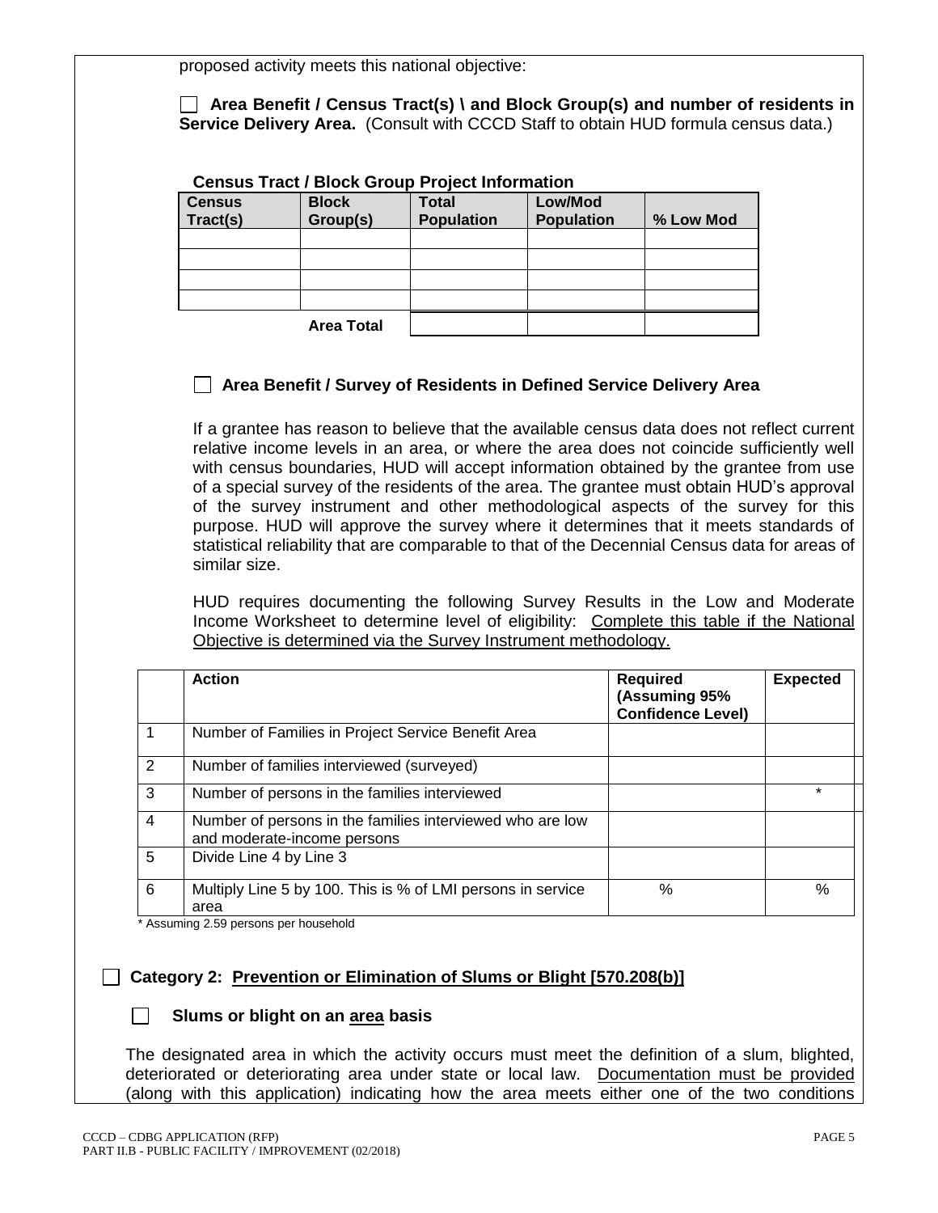proposed activity meets this national objective:

☐ **Area Benefit / Census Tract(s) \ and Block Group(s) and number of residents in Service Delivery Area.** (Consult with CCCD Staff to obtain HUD formula census data.)

**Census Tract / Block Group Project Information**

| Census Tract(s) | Block Group(s) | Total Population | Low/Mod Population | % Low Mod |
|---|---|---|---|---|
| | | | | |
| | | | | |
| | | | | |
| | | | | |
| | **Area Total** | | | |

☐ **Area Benefit / Survey of Residents in Defined Service Delivery Area**

If a grantee has reason to believe that the available census data does not reflect current relative income levels in an area, or where the area does not coincide sufficiently well with census boundaries, HUD will accept information obtained by the grantee from use of a special survey of the residents of the area. The grantee must obtain HUD's approval of the survey instrument and other methodological aspects of the survey for this purpose. HUD will approve the survey where it determines that it meets standards of statistical reliability that are comparable to that of the Decennial Census data for areas of similar size.

HUD requires documenting the following Survey Results in the Low and Moderate Income Worksheet to determine level of eligibility: Complete this table if the National Objective is determined via the Survey Instrument methodology.

| | Action | Required (Assuming 95% Confidence Level) | Expected |
|---|---|---|---|
| 1 | Number of Families in Project Service Benefit Area | | |
| 2 | Number of families interviewed (surveyed) | | |
| 3 | Number of persons in the families interviewed | | * |
| 4 | Number of persons in the families interviewed who are low and moderate-income persons | | |
| 5 | Divide Line 4 by Line 3 | | |
| 6 | Multiply Line 5 by 100. This is % of LMI persons in service area | % | % |

\* Assuming 2.59 persons per household

☐ **Category 2: Prevention or Elimination of Slums or Blight [570.208(b)]**

☐ **Slums or blight on an area basis**

The designated area in which the activity occurs must meet the definition of a slum, blighted, deteriorated or deteriorating area under state or local law. Documentation must be provided (along with this application) indicating how the area meets either one of the two conditions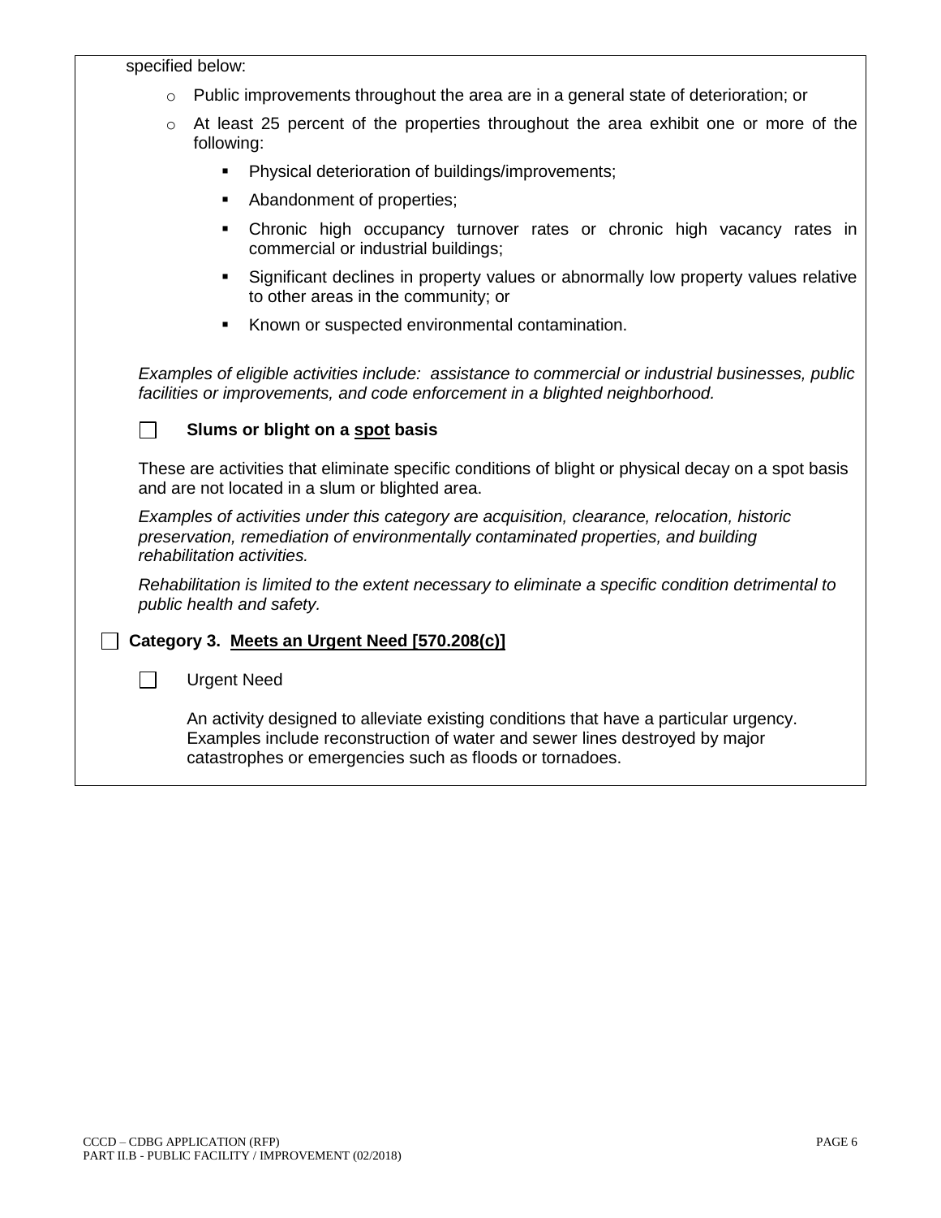specified below:

- Public improvements throughout the area are in a general state of deterioration; or
- At least 25 percent of the properties throughout the area exhibit one or more of the following:
  - Physical deterioration of buildings/improvements;
  - Abandonment of properties;
  - Chronic high occupancy turnover rates or chronic high vacancy rates in commercial or industrial buildings;
  - Significant declines in property values or abnormally low property values relative to other areas in the community; or
  - Known or suspected environmental contamination.

*Examples of eligible activities include: assistance to commercial or industrial businesses, public facilities or improvements, and code enforcement in a blighted neighborhood.*

☐ **Slums or blight on a spot basis**

These are activities that eliminate specific conditions of blight or physical decay on a spot basis and are not located in a slum or blighted area.

*Examples of activities under this category are acquisition, clearance, relocation, historic preservation, remediation of environmentally contaminated properties, and building rehabilitation activities.*

*Rehabilitation is limited to the extent necessary to eliminate a specific condition detrimental to public health and safety.*

☐ **Category 3. Meets an Urgent Need [570.208(c)]**

☐ Urgent Need

An activity designed to alleviate existing conditions that have a particular urgency. Examples include reconstruction of water and sewer lines destroyed by major catastrophes or emergencies such as floods or tornadoes.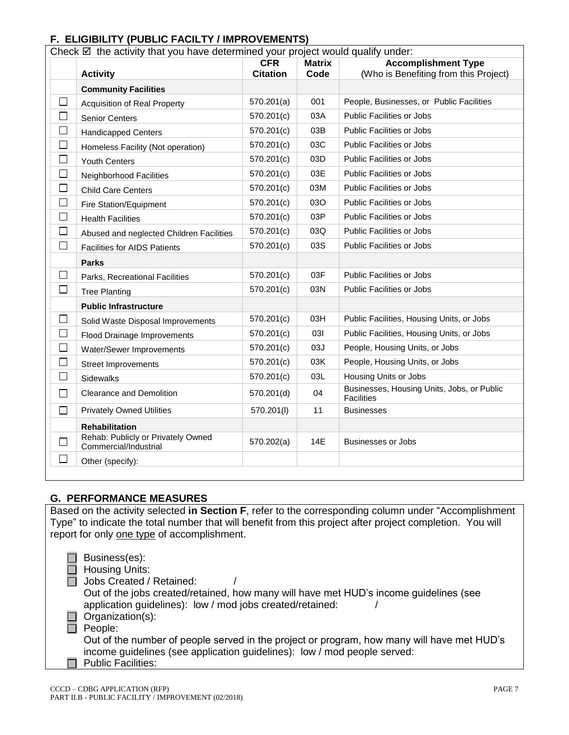## F. ELIGIBILITY (PUBLIC FACILTY / IMPROVEMENTS)

Check ☑ the activity that you have determined your project would qualify under:

| | Activity | CFR Citation | Matrix Code | Accomplishment Type (Who is Benefiting from this Project) |
|---|---|---|---|---|
| | **Community Facilities** | | | |
| ☐ | Acquisition of Real Property | 570.201(a) | 001 | People, Businesses, or Public Facilities |
| ☐ | Senior Centers | 570.201(c) | 03A | Public Facilities or Jobs |
| ☐ | Handicapped Centers | 570.201(c) | 03B | Public Facilities or Jobs |
| ☐ | Homeless Facility (Not operation) | 570.201(c) | 03C | Public Facilities or Jobs |
| ☐ | Youth Centers | 570.201(c) | 03D | Public Facilities or Jobs |
| ☐ | Neighborhood Facilities | 570.201(c) | 03E | Public Facilities or Jobs |
| ☐ | Child Care Centers | 570.201(c) | 03M | Public Facilities or Jobs |
| ☐ | Fire Station/Equipment | 570.201(c) | 03O | Public Facilities or Jobs |
| ☐ | Health Facilities | 570.201(c) | 03P | Public Facilities or Jobs |
| ☐ | Abused and neglected Children Facilities | 570.201(c) | 03Q | Public Facilities or Jobs |
| ☐ | Facilities for AIDS Patients | 570.201(c) | 03S | Public Facilities or Jobs |
| | **Parks** | | | |
| ☐ | Parks, Recreational Facilities | 570.201(c) | 03F | Public Facilities or Jobs |
| ☐ | Tree Planting | 570.201(c) | 03N | Public Facilities or Jobs |
| | **Public Infrastructure** | | | |
| ☐ | Solid Waste Disposal Improvements | 570.201(c) | 03H | Public Facilities, Housing Units, or Jobs |
| ☐ | Flood Drainage Improvements | 570.201(c) | 03I | Public Facilities, Housing Units, or Jobs |
| ☐ | Water/Sewer Improvements | 570.201(c) | 03J | People, Housing Units, or Jobs |
| ☐ | Street Improvements | 570.201(c) | 03K | People, Housing Units, or Jobs |
| ☐ | Sidewalks | 570.201(c) | 03L | Housing Units or Jobs |
| ☐ | Clearance and Demolition | 570.201(d) | 04 | Businesses, Housing Units, Jobs, or Public Facilities |
| ☐ | Privately Owned Utilities | 570.201(l) | 11 | Businesses |
| | **Rehabilitation** | | | |
| ☐ | Rehab: Publicly or Privately Owned Commercial/Industrial | 570.202(a) | 14E | Businesses or Jobs |
| ☐ | Other (specify): | | | |

## G. PERFORMANCE MEASURES

Based on the activity selected **in Section F**, refer to the corresponding column under "Accomplishment Type" to indicate the total number that will benefit from this project after project completion. You will report for only one type of accomplishment.

- ☐ Business(es):
- ☐ Housing Units:
- ☐ Jobs Created / Retained: /
  Out of the jobs created/retained, how many will have met HUD's income guidelines (see application guidelines): low / mod jobs created/retained: /
- ☐ Organization(s):
- ☐ People:
  Out of the number of people served in the project or program, how many will have met HUD's income guidelines (see application guidelines): low / mod people served:
- ☐ Public Facilities: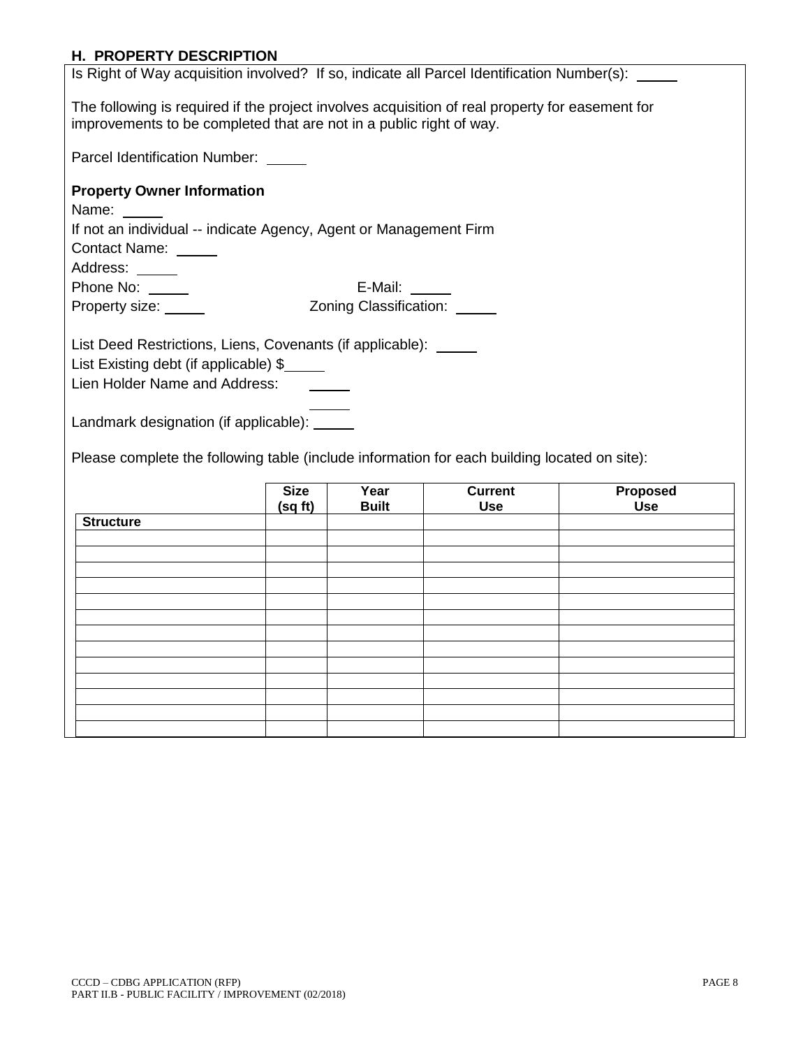## H. PROPERTY DESCRIPTION

Is Right of Way acquisition involved? If so, indicate all Parcel Identification Number(s): _____

The following is required if the project involves acquisition of real property for easement for improvements to be completed that are not in a public right of way.

Parcel Identification Number: _____

**Property Owner Information**

Name: _____

If not an individual -- indicate Agency, Agent or Management Firm

Contact Name: _____

Address: _____

Phone No: _____ E-Mail: _____

Property size: _____ Zoning Classification: _____

List Deed Restrictions, Liens, Covenants (if applicable): _____

List Existing debt (if applicable) $_____

Lien Holder Name and Address: _____

_____

Landmark designation (if applicable): _____

Please complete the following table (include information for each building located on site):

| | Size (sq ft) | Year Built | Current Use | Proposed Use |
|---|---|---|---|---|
| **Structure** | | | | |
| | | | | |
| | | | | |
| | | | | |
| | | | | |
| | | | | |
| | | | | |
| | | | | |
| | | | | |
| | | | | |
| | | | | |
| | | | | |
| | | | | |
| | | | | |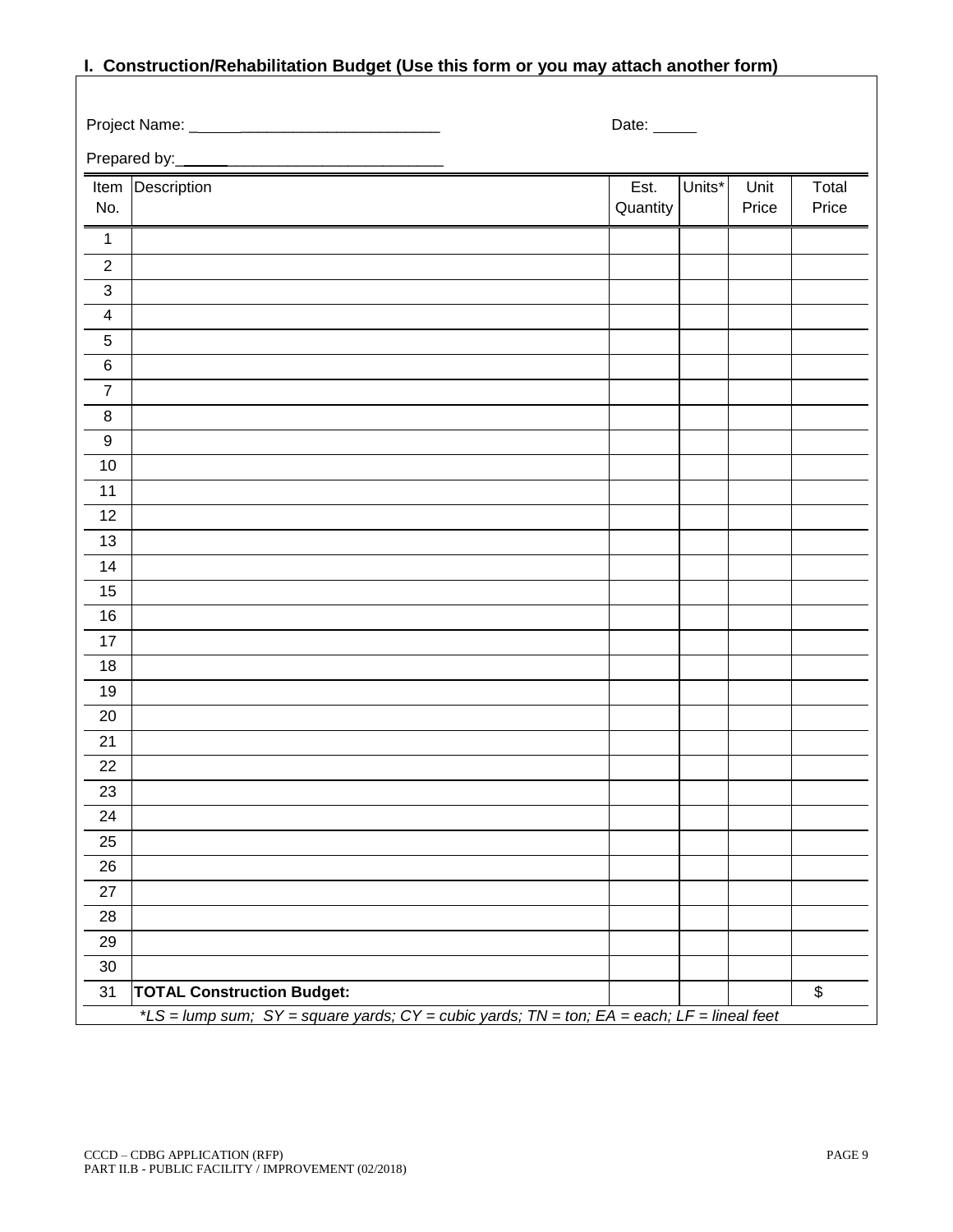## I. Construction/Rehabilitation Budget (Use this form or you may attach another form)

Project Name: ______________________________ Date: _____

Prepared by: ______________________________

| Item No. | Description | Est. Quantity | Units* | Unit Price | Total Price |
|---|---|---|---|---|---|
| 1 | | | | | |
| 2 | | | | | |
| 3 | | | | | |
| 4 | | | | | |
| 5 | | | | | |
| 6 | | | | | |
| 7 | | | | | |
| 8 | | | | | |
| 9 | | | | | |
| 10 | | | | | |
| 11 | | | | | |
| 12 | | | | | |
| 13 | | | | | |
| 14 | | | | | |
| 15 | | | | | |
| 16 | | | | | |
| 17 | | | | | |
| 18 | | | | | |
| 19 | | | | | |
| 20 | | | | | |
| 21 | | | | | |
| 22 | | | | | |
| 23 | | | | | |
| 24 | | | | | |
| 25 | | | | | |
| 26 | | | | | |
| 27 | | | | | |
| 28 | | | | | |
| 29 | | | | | |
| 30 | | | | | |
| 31 | **TOTAL Construction Budget:** | | | | $ |

*\*LS = lump sum; SY = square yards; CY = cubic yards; TN = ton; EA = each; LF = lineal feet*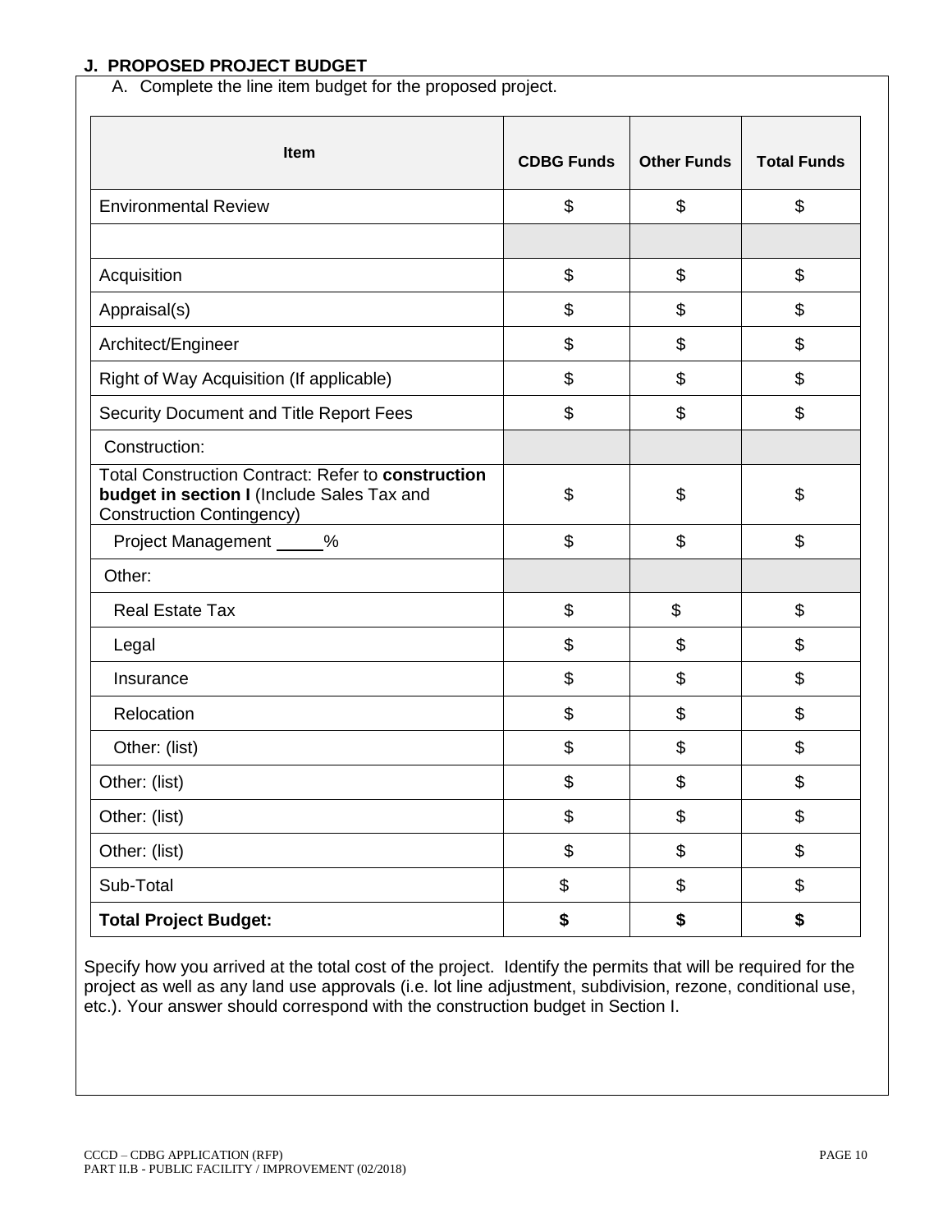## J. PROPOSED PROJECT BUDGET

A. Complete the line item budget for the proposed project.

| Item | CDBG Funds | Other Funds | Total Funds |
|---|---|---|---|
| Environmental Review | $ | $ | $ |
| | | | |
| Acquisition | $ | $ | $ |
| Appraisal(s) | $ | $ | $ |
| Architect/Engineer | $ | $ | $ |
| Right of Way Acquisition (If applicable) | $ | $ | $ |
| Security Document and Title Report Fees | $ | $ | $ |
| Construction: | | | |
| Total Construction Contract: Refer to **construction budget in section I** (Include Sales Tax and Construction Contingency) | $ | $ | $ |
| Project Management _____% | $ | $ | $ |
| Other: | | | |
| Real Estate Tax | $ | $ | $ |
| Legal | $ | $ | $ |
| Insurance | $ | $ | $ |
| Relocation | $ | $ | $ |
| Other: (list) | $ | $ | $ |
| Other: (list) | $ | $ | $ |
| Other: (list) | $ | $ | $ |
| Other: (list) | $ | $ | $ |
| Sub-Total | $ | $ | $ |
| **Total Project Budget:** | **$** | **$** | **$** |

Specify how you arrived at the total cost of the project. Identify the permits that will be required for the project as well as any land use approvals (i.e. lot line adjustment, subdivision, rezone, conditional use, etc.). Your answer should correspond with the construction budget in Section I.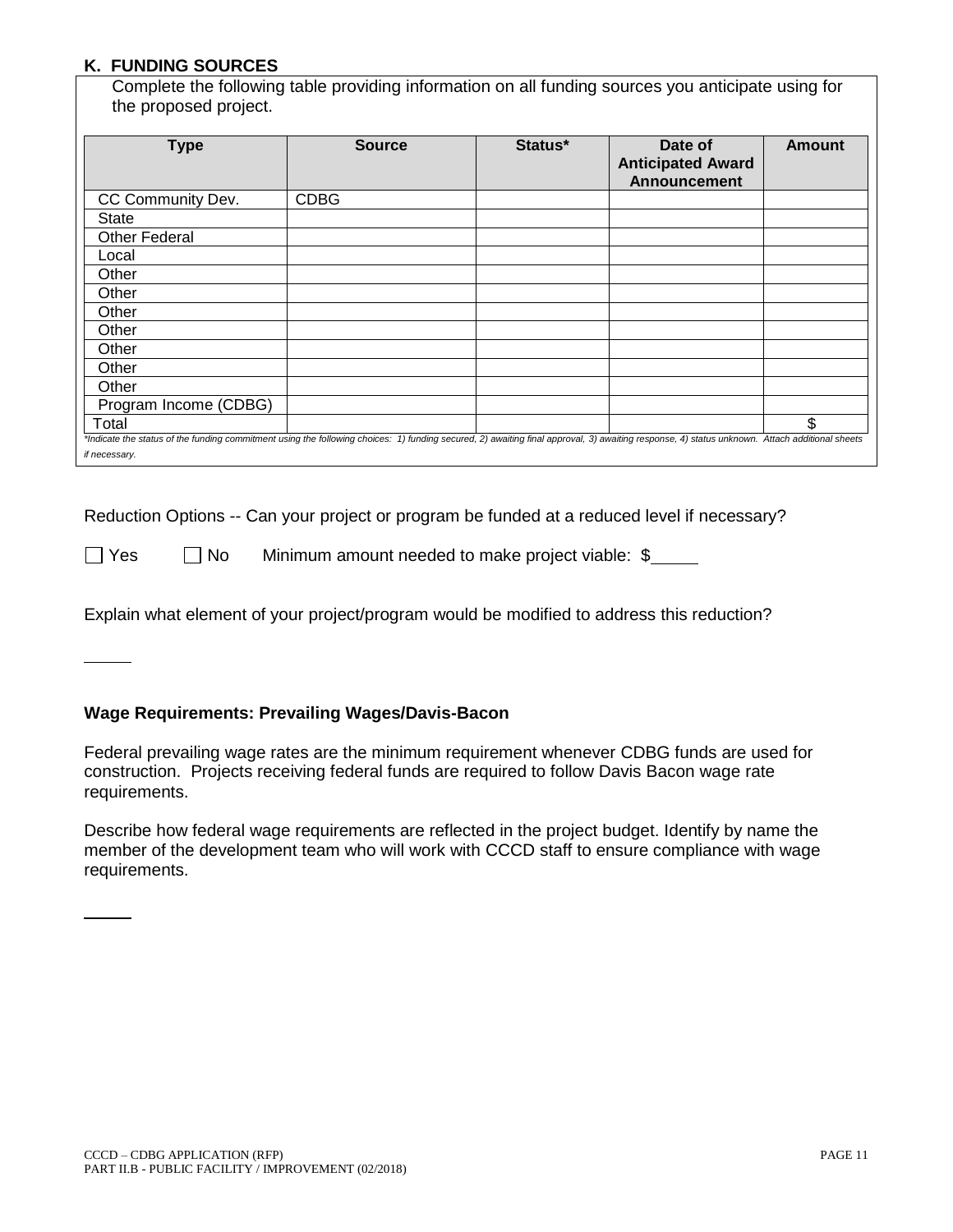### K. FUNDING SOURCES

Complete the following table providing information on all funding sources you anticipate using for the proposed project.

| Type | Source | Status* | Date of Anticipated Award Announcement | Amount |
|---|---|---|---|---|
| CC Community Dev. | CDBG | | | |
| State | | | | |
| Other Federal | | | | |
| Local | | | | |
| Other | | | | |
| Other | | | | |
| Other | | | | |
| Other | | | | |
| Other | | | | |
| Other | | | | |
| Other | | | | |
| Program Income (CDBG) | | | | |
| Total | | | | $ |

*\*Indicate the status of the funding commitment using the following choices: 1) funding secured, 2) awaiting final approval, 3) awaiting response, 4) status unknown. Attach additional sheets if necessary.*

Reduction Options -- Can your project or program be funded at a reduced level if necessary?

☐ Yes ☐ No Minimum amount needed to make project viable: $_____

Explain what element of your project/program would be modified to address this reduction?

_____

**Wage Requirements: Prevailing Wages/Davis-Bacon**

Federal prevailing wage rates are the minimum requirement whenever CDBG funds are used for construction. Projects receiving federal funds are required to follow Davis Bacon wage rate requirements.

Describe how federal wage requirements are reflected in the project budget. Identify by name the member of the development team who will work with CCCD staff to ensure compliance with wage requirements.

_____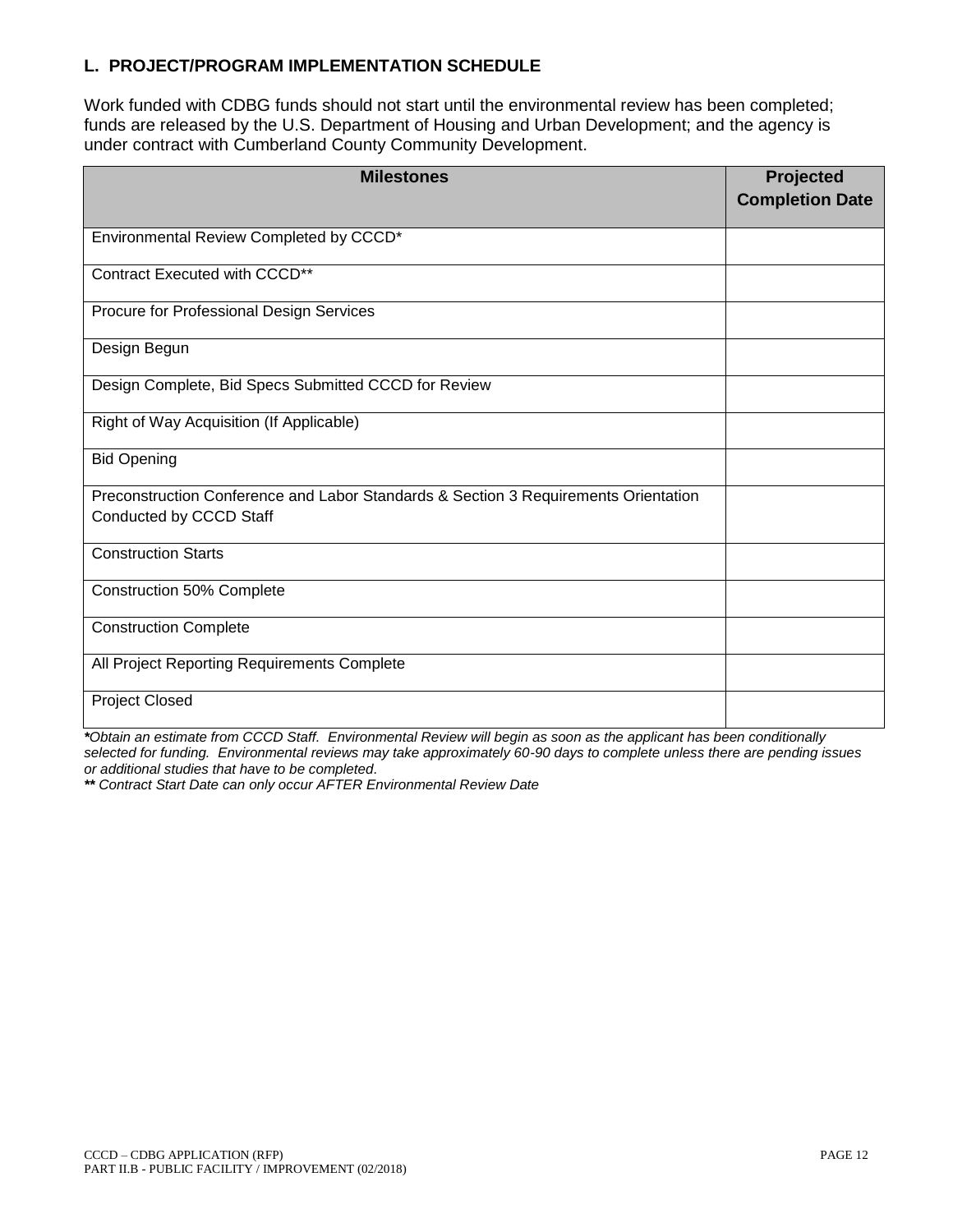## L. PROJECT/PROGRAM IMPLEMENTATION SCHEDULE

Work funded with CDBG funds should not start until the environmental review has been completed; funds are released by the U.S. Department of Housing and Urban Development; and the agency is under contract with Cumberland County Community Development.

| Milestones | Projected Completion Date |
|---|---|
| Environmental Review Completed by CCCD* | |
| Contract Executed with CCCD** | |
| Procure for Professional Design Services | |
| Design Begun | |
| Design Complete, Bid Specs Submitted CCCD for Review | |
| Right of Way Acquisition (If Applicable) | |
| Bid Opening | |
| Preconstruction Conference and Labor Standards & Section 3 Requirements Orientation Conducted by CCCD Staff | |
| Construction Starts | |
| Construction 50% Complete | |
| Construction Complete | |
| All Project Reporting Requirements Complete | |
| Project Closed | |

***Obtain an estimate from CCCD Staff. Environmental Review will begin as soon as the applicant has been conditionally selected for funding. Environmental reviews may take approximately 60-90 days to complete unless there are pending issues or additional studies that have to be completed.*

***\*\* Contract Start Date can only occur AFTER Environmental Review Date***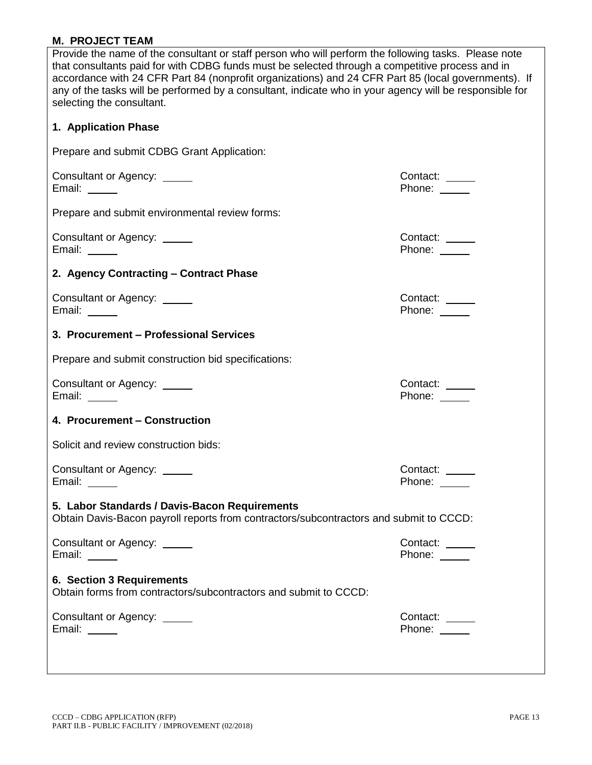## M. PROJECT TEAM

Provide the name of the consultant or staff person who will perform the following tasks. Please note that consultants paid for with CDBG funds must be selected through a competitive process and in accordance with 24 CFR Part 84 (nonprofit organizations) and 24 CFR Part 85 (local governments). If any of the tasks will be performed by a consultant, indicate who in your agency will be responsible for selecting the consultant.

### 1. Application Phase

Prepare and submit CDBG Grant Application:

Consultant or Agency: _____ Contact: _____
Email: _____ Phone: _____

Prepare and submit environmental review forms:

Consultant or Agency: _____ Contact: _____
Email: _____ Phone: _____

### 2. Agency Contracting – Contract Phase

Consultant or Agency: _____ Contact: _____
Email: _____ Phone: _____

### 3. Procurement – Professional Services

Prepare and submit construction bid specifications:

Consultant or Agency: _____ Contact: _____
Email: _____ Phone: _____

### 4. Procurement – Construction

Solicit and review construction bids:

Consultant or Agency: _____ Contact: _____
Email: _____ Phone: _____

### 5. Labor Standards / Davis-Bacon Requirements

Obtain Davis-Bacon payroll reports from contractors/subcontractors and submit to CCCD:

Consultant or Agency: _____ Contact: _____
Email: _____ Phone: _____

### 6. Section 3 Requirements

Obtain forms from contractors/subcontractors and submit to CCCD:

Consultant or Agency: _____ Contact: _____
Email: _____ Phone: _____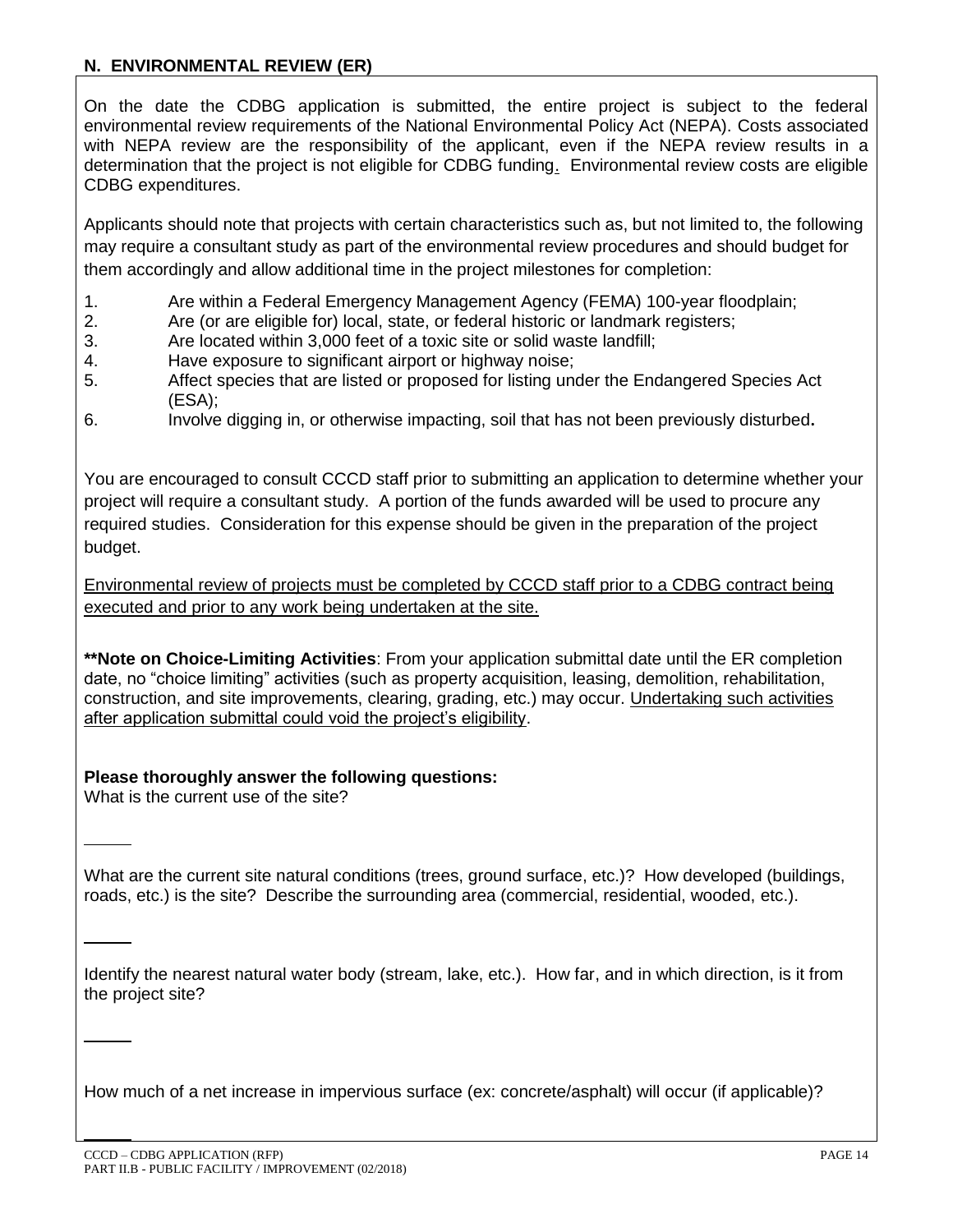## N. ENVIRONMENTAL REVIEW (ER)

On the date the CDBG application is submitted, the entire project is subject to the federal environmental review requirements of the National Environmental Policy Act (NEPA). Costs associated with NEPA review are the responsibility of the applicant, even if the NEPA review results in a determination that the project is not eligible for CDBG funding. Environmental review costs are eligible CDBG expenditures.

Applicants should note that projects with certain characteristics such as, but not limited to, the following may require a consultant study as part of the environmental review procedures and should budget for them accordingly and allow additional time in the project milestones for completion:

1. Are within a Federal Emergency Management Agency (FEMA) 100-year floodplain;
2. Are (or are eligible for) local, state, or federal historic or landmark registers;
3. Are located within 3,000 feet of a toxic site or solid waste landfill;
4. Have exposure to significant airport or highway noise;
5. Affect species that are listed or proposed for listing under the Endangered Species Act (ESA);
6. Involve digging in, or otherwise impacting, soil that has not been previously disturbed**.**

You are encouraged to consult CCCD staff prior to submitting an application to determine whether your project will require a consultant study. A portion of the funds awarded will be used to procure any required studies. Consideration for this expense should be given in the preparation of the project budget.

Environmental review of projects must be completed by CCCD staff prior to a CDBG contract being executed and prior to any work being undertaken at the site.

****Note on Choice-Limiting Activities**: From your application submittal date until the ER completion date, no "choice limiting" activities (such as property acquisition, leasing, demolition, rehabilitation, construction, and site improvements, clearing, grading, etc.) may occur. Undertaking such activities after application submittal could void the project's eligibility.

**Please thoroughly answer the following questions:**

What is the current use of the site?

_____

What are the current site natural conditions (trees, ground surface, etc.)? How developed (buildings, roads, etc.) is the site? Describe the surrounding area (commercial, residential, wooded, etc.).

_____

Identify the nearest natural water body (stream, lake, etc.). How far, and in which direction, is it from the project site?

_____

How much of a net increase in impervious surface (ex: concrete/asphalt) will occur (if applicable)?

_____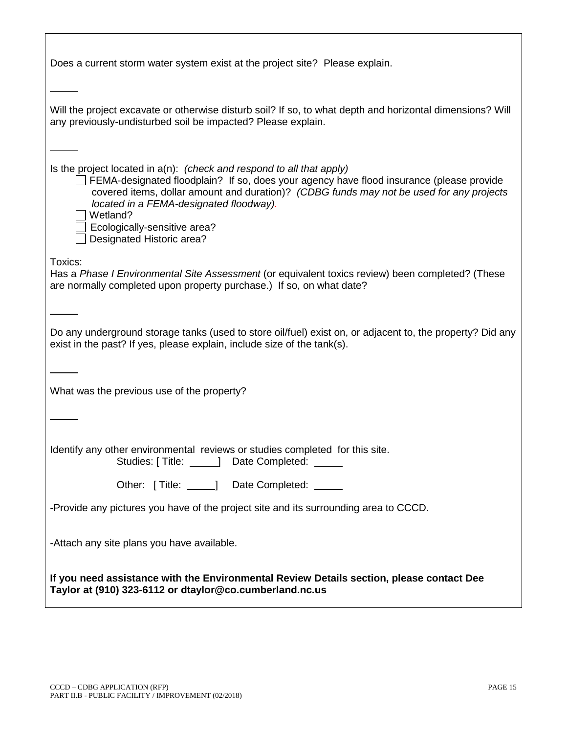Does a current storm water system exist at the project site? Please explain.

_____

Will the project excavate or otherwise disturb soil? If so, to what depth and horizontal dimensions? Will any previously-undisturbed soil be impacted? Please explain.

_____

Is the project located in a(n): *(check and respond to all that apply)*

- ☐ FEMA-designated floodplain? If so, does your agency have flood insurance (please provide covered items, dollar amount and duration)? *(CDBG funds may not be used for any projects located in a FEMA-designated floodway).*
- ☐ Wetland?
- ☐ Ecologically-sensitive area?
- ☐ Designated Historic area?

Toxics:
Has a *Phase I Environmental Site Assessment* (or equivalent toxics review) been completed? (These are normally completed upon property purchase.) If so, on what date?

_____

Do any underground storage tanks (used to store oil/fuel) exist on, or adjacent to, the property? Did any exist in the past? If yes, please explain, include size of the tank(s).

_____

What was the previous use of the property?

_____

Identify any other environmental reviews or studies completed for this site.

Studies: [ Title: _____] Date Completed: _____

Other: [ Title: _____] Date Completed: _____

-Provide any pictures you have of the project site and its surrounding area to CCCD.

-Attach any site plans you have available.

**If you need assistance with the Environmental Review Details section, please contact Dee Taylor at (910) 323-6112 or dtaylor@co.cumberland.nc.us**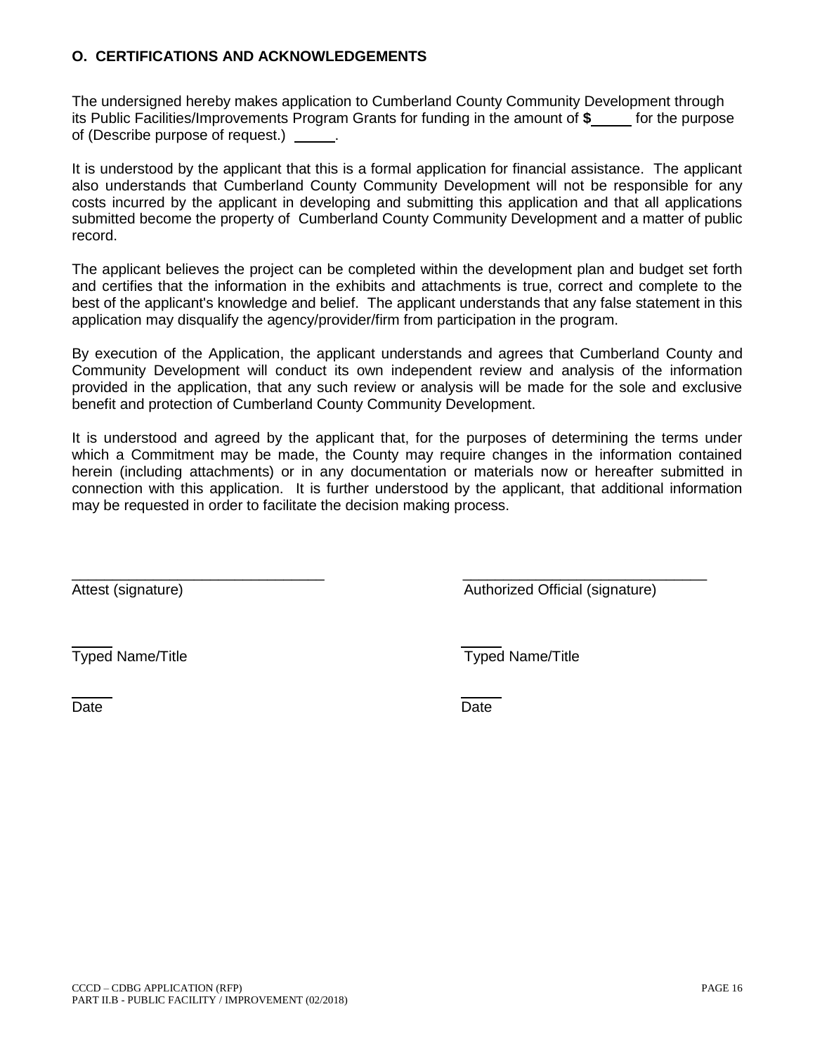**O. CERTIFICATIONS AND ACKNOWLEDGEMENTS**

The undersigned hereby makes application to Cumberland County Community Development through its Public Facilities/Improvements Program Grants for funding in the amount of **$_____** for the purpose of (Describe purpose of request.) _____.

It is understood by the applicant that this is a formal application for financial assistance. The applicant also understands that Cumberland County Community Development will not be responsible for any costs incurred by the applicant in developing and submitting this application and that all applications submitted become the property of Cumberland County Community Development and a matter of public record.

The applicant believes the project can be completed within the development plan and budget set forth and certifies that the information in the exhibits and attachments is true, correct and complete to the best of the applicant's knowledge and belief. The applicant understands that any false statement in this application may disqualify the agency/provider/firm from participation in the program.

By execution of the Application, the applicant understands and agrees that Cumberland County and Community Development will conduct its own independent review and analysis of the information provided in the application, that any such review or analysis will be made for the sole and exclusive benefit and protection of Cumberland County Community Development.

It is understood and agreed by the applicant that, for the purposes of determining the terms under which a Commitment may be made, the County may require changes in the information contained herein (including attachments) or in any documentation or materials now or hereafter submitted in connection with this application. It is further understood by the applicant, that additional information may be requested in order to facilitate the decision making process.

_______________________________ _______________________________
Attest (signature) Authorized Official (signature)

_____ _____
Typed Name/Title Typed Name/Title

_____ _____
Date Date

CCCD – CDBG APPLICATION (RFP)
PART II.B - PUBLIC FACILITY / IMPROVEMENT (02/2018)